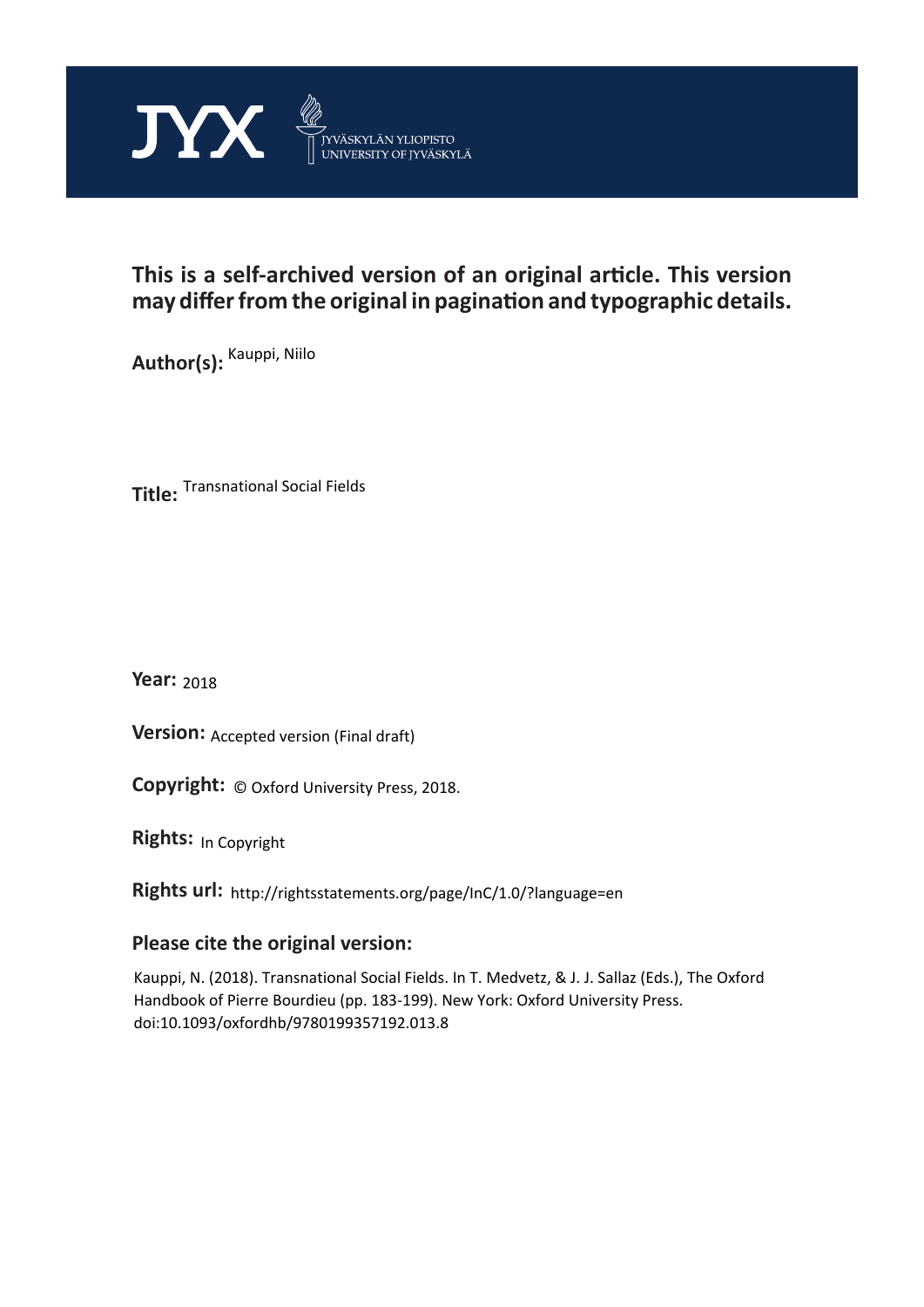JYX JYVÄSKYLÄN YLIOPISTO UNIVERSITY OF JYVÄSKYLÄ

**This is a self-archived version of an original article. This version may differ from the original in pagination and typographic details.**

**Author(s):** Kauppi, Niilo

**Title:** Transnational Social Fields

**Year:** 2018

**Version:** Accepted version (Final draft)

**Copyright:** © Oxford University Press, 2018.

**Rights:** In Copyright

**Rights url:** http://rightsstatements.org/page/InC/1.0/?language=en

**Please cite the original version:**

Kauppi, N. (2018). Transnational Social Fields. In T. Medvetz, & J. J. Sallaz (Eds.), The Oxford Handbook of Pierre Bourdieu (pp. 183-199). New York: Oxford University Press. doi:10.1093/oxfordhb/9780199357192.013.8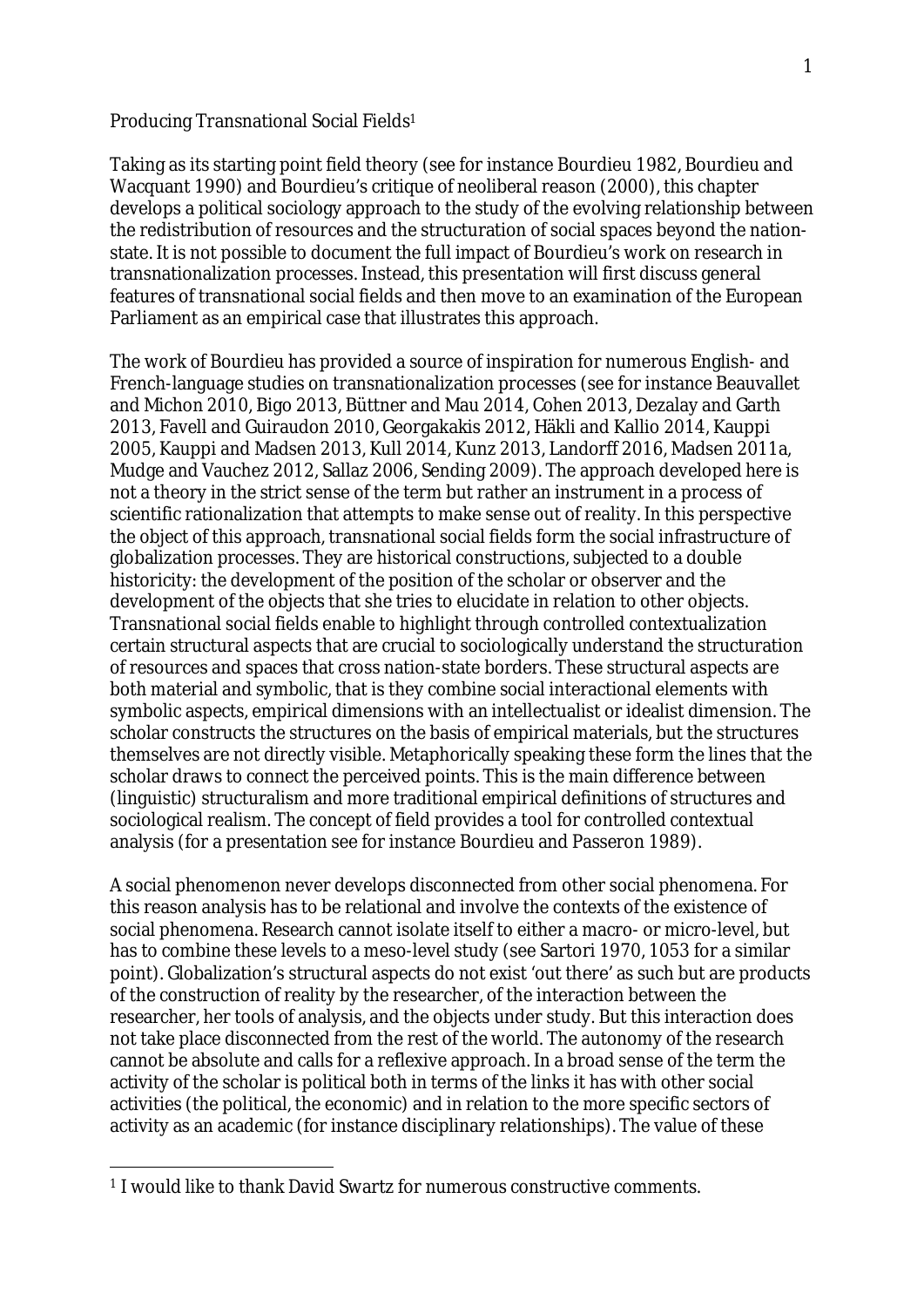Producing Transnational Social Fields[1]

Taking as its starting point field theory (see for instance Bourdieu 1982, Bourdieu and Wacquant 1990) and Bourdieu's critique of neoliberal reason (2000), this chapter develops a political sociology approach to the study of the evolving relationship between the redistribution of resources and the structuration of social spaces beyond the nation-state. It is not possible to document the full impact of Bourdieu's work on research in transnationalization processes. Instead, this presentation will first discuss general features of transnational social fields and then move to an examination of the European Parliament as an empirical case that illustrates this approach.

The work of Bourdieu has provided a source of inspiration for numerous English- and French-language studies on transnationalization processes (see for instance Beauvallet and Michon 2010, Bigo 2013, Büttner and Mau 2014, Cohen 2013, Dezalay and Garth 2013, Favell and Guiraudon 2010, Georgakakis 2012, Häkli and Kallio 2014, Kauppi 2005, Kauppi and Madsen 2013, Kull 2014, Kunz 2013, Landorff 2016, Madsen 2011a, Mudge and Vauchez 2012, Sallaz 2006, Sending 2009). The approach developed here is not a theory in the strict sense of the term but rather an instrument in a process of scientific rationalization that attempts to make sense out of reality. In this perspective the object of this approach, transnational social fields form the social infrastructure of globalization processes. They are historical constructions, subjected to a double historicity: the development of the position of the scholar or observer and the development of the objects that she tries to elucidate in relation to other objects. Transnational social fields enable to highlight through controlled contextualization certain structural aspects that are crucial to sociologically understand the structuration of resources and spaces that cross nation-state borders. These structural aspects are both material and symbolic, that is they combine social interactional elements with symbolic aspects, empirical dimensions with an intellectualist or idealist dimension. The scholar constructs the structures on the basis of empirical materials, but the structures themselves are not directly visible. Metaphorically speaking these form the lines that the scholar draws to connect the perceived points. This is the main difference between (linguistic) structuralism and more traditional empirical definitions of structures and sociological realism. The concept of field provides a tool for controlled contextual analysis (for a presentation see for instance Bourdieu and Passeron 1989).

A social phenomenon never develops disconnected from other social phenomena. For this reason analysis has to be relational and involve the contexts of the existence of social phenomena. Research cannot isolate itself to either a macro- or micro-level, but has to combine these levels to a meso-level study (see Sartori 1970, 1053 for a similar point). Globalization's structural aspects do not exist 'out there' as such but are products of the construction of reality by the researcher, of the interaction between the researcher, her tools of analysis, and the objects under study. But this interaction does not take place disconnected from the rest of the world. The autonomy of the research cannot be absolute and calls for a reflexive approach. In a broad sense of the term the activity of the scholar is political both in terms of the links it has with other social activities (the political, the economic) and in relation to the more specific sectors of activity as an academic (for instance disciplinary relationships). The value of these

[1] I would like to thank David Swartz for numerous constructive comments.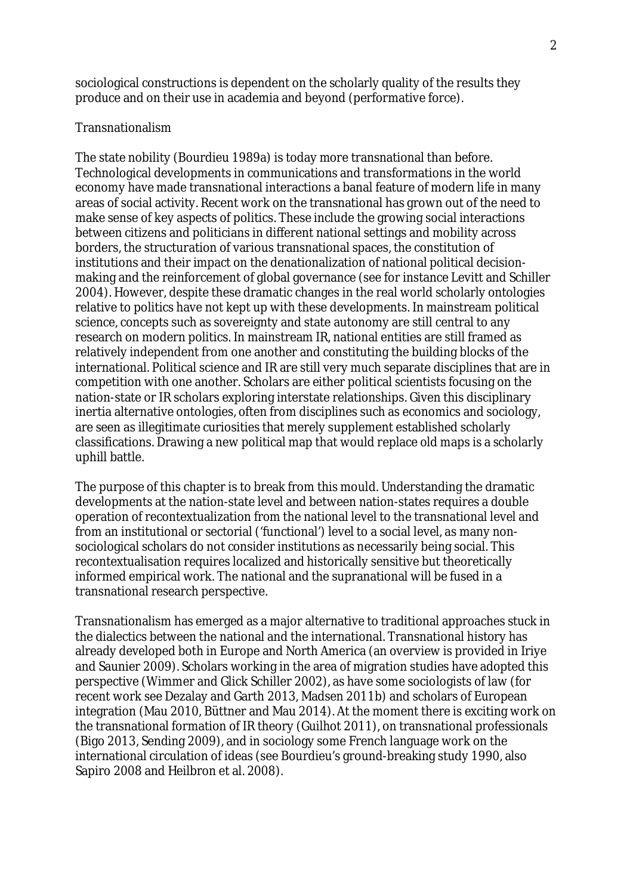sociological constructions is dependent on the scholarly quality of the results they produce and on their use in academia and beyond (performative force).

## Transnationalism

The state nobility (Bourdieu 1989a) is today more transnational than before. Technological developments in communications and transformations in the world economy have made transnational interactions a banal feature of modern life in many areas of social activity. Recent work on the transnational has grown out of the need to make sense of key aspects of politics. These include the growing social interactions between citizens and politicians in different national settings and mobility across borders, the structuration of various transnational spaces, the constitution of institutions and their impact on the denationalization of national political decision-making and the reinforcement of global governance (see for instance Levitt and Schiller 2004). However, despite these dramatic changes in the real world scholarly ontologies relative to politics have not kept up with these developments. In mainstream political science, concepts such as sovereignty and state autonomy are still central to any research on modern politics. In mainstream IR, national entities are still framed as relatively independent from one another and constituting the building blocks of the international. Political science and IR are still very much separate disciplines that are in competition with one another. Scholars are either political scientists focusing on the nation-state or IR scholars exploring interstate relationships. Given this disciplinary inertia alternative ontologies, often from disciplines such as economics and sociology, are seen as illegitimate curiosities that merely supplement established scholarly classifications. Drawing a new political map that would replace old maps is a scholarly uphill battle.

The purpose of this chapter is to break from this mould. Understanding the dramatic developments at the nation-state level and between nation-states requires a double operation of recontextualization from the national level to the transnational level and from an institutional or sectorial ('functional') level to a social level, as many non-sociological scholars do not consider institutions as necessarily being social. This recontextualisation requires localized and historically sensitive but theoretically informed empirical work. The national and the supranational will be fused in a transnational research perspective.

Transnationalism has emerged as a major alternative to traditional approaches stuck in the dialectics between the national and the international. Transnational history has already developed both in Europe and North America (an overview is provided in Iriye and Saunier 2009). Scholars working in the area of migration studies have adopted this perspective (Wimmer and Glick Schiller 2002), as have some sociologists of law (for recent work see Dezalay and Garth 2013, Madsen 2011b) and scholars of European integration (Mau 2010, Büttner and Mau 2014). At the moment there is exciting work on the transnational formation of IR theory (Guilhot 2011), on transnational professionals (Bigo 2013, Sending 2009), and in sociology some French language work on the international circulation of ideas (see Bourdieu's ground-breaking study 1990, also Sapiro 2008 and Heilbron et al. 2008).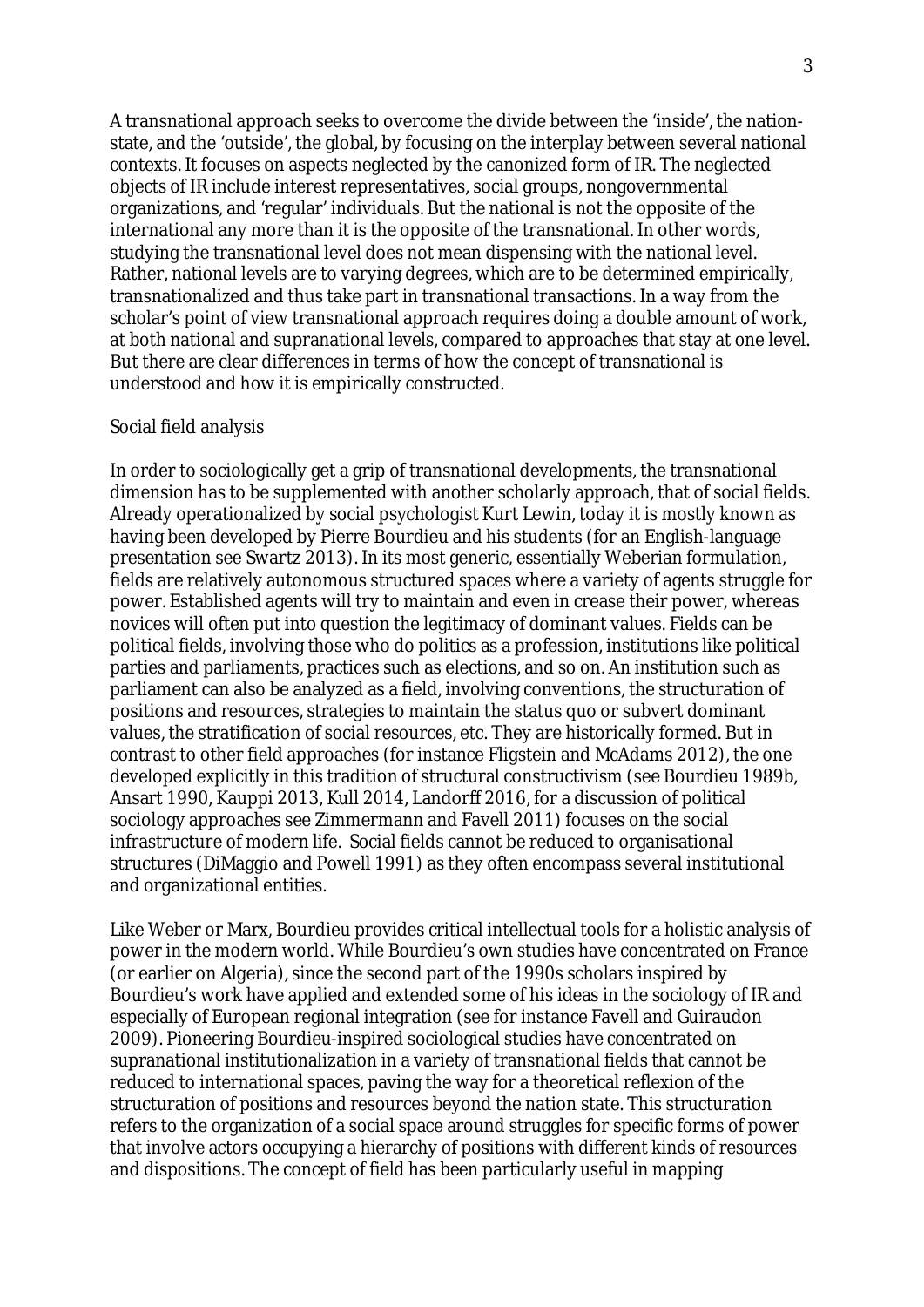A transnational approach seeks to overcome the divide between the 'inside', the nation-state, and the 'outside', the global, by focusing on the interplay between several national contexts. It focuses on aspects neglected by the canonized form of IR. The neglected objects of IR include interest representatives, social groups, nongovernmental organizations, and 'regular' individuals. But the national is not the opposite of the international any more than it is the opposite of the transnational. In other words, studying the transnational level does not mean dispensing with the national level. Rather, national levels are to varying degrees, which are to be determined empirically, transnationalized and thus take part in transnational transactions. In a way from the scholar's point of view transnational approach requires doing a double amount of work, at both national and supranational levels, compared to approaches that stay at one level. But there are clear differences in terms of how the concept of transnational is understood and how it is empirically constructed.

Social field analysis

In order to sociologically get a grip of transnational developments, the transnational dimension has to be supplemented with another scholarly approach, that of social fields. Already operationalized by social psychologist Kurt Lewin, today it is mostly known as having been developed by Pierre Bourdieu and his students (for an English-language presentation see Swartz 2013). In its most generic, essentially Weberian formulation, fields are relatively autonomous structured spaces where a variety of agents struggle for power. Established agents will try to maintain and even in crease their power, whereas novices will often put into question the legitimacy of dominant values. Fields can be political fields, involving those who do politics as a profession, institutions like political parties and parliaments, practices such as elections, and so on. An institution such as parliament can also be analyzed as a field, involving conventions, the structuration of positions and resources, strategies to maintain the status quo or subvert dominant values, the stratification of social resources, etc. They are historically formed. But in contrast to other field approaches (for instance Fligstein and McAdams 2012), the one developed explicitly in this tradition of structural constructivism (see Bourdieu 1989b, Ansart 1990, Kauppi 2013, Kull 2014, Landorff 2016, for a discussion of political sociology approaches see Zimmermann and Favell 2011) focuses on the social infrastructure of modern life. Social fields cannot be reduced to organisational structures (DiMaggio and Powell 1991) as they often encompass several institutional and organizational entities.

Like Weber or Marx, Bourdieu provides critical intellectual tools for a holistic analysis of power in the modern world. While Bourdieu's own studies have concentrated on France (or earlier on Algeria), since the second part of the 1990s scholars inspired by Bourdieu's work have applied and extended some of his ideas in the sociology of IR and especially of European regional integration (see for instance Favell and Guiraudon 2009). Pioneering Bourdieu-inspired sociological studies have concentrated on supranational institutionalization in a variety of transnational fields that cannot be reduced to international spaces, paving the way for a theoretical reflexion of the structuration of positions and resources beyond the nation state. This structuration refers to the organization of a social space around struggles for specific forms of power that involve actors occupying a hierarchy of positions with different kinds of resources and dispositions. The concept of field has been particularly useful in mapping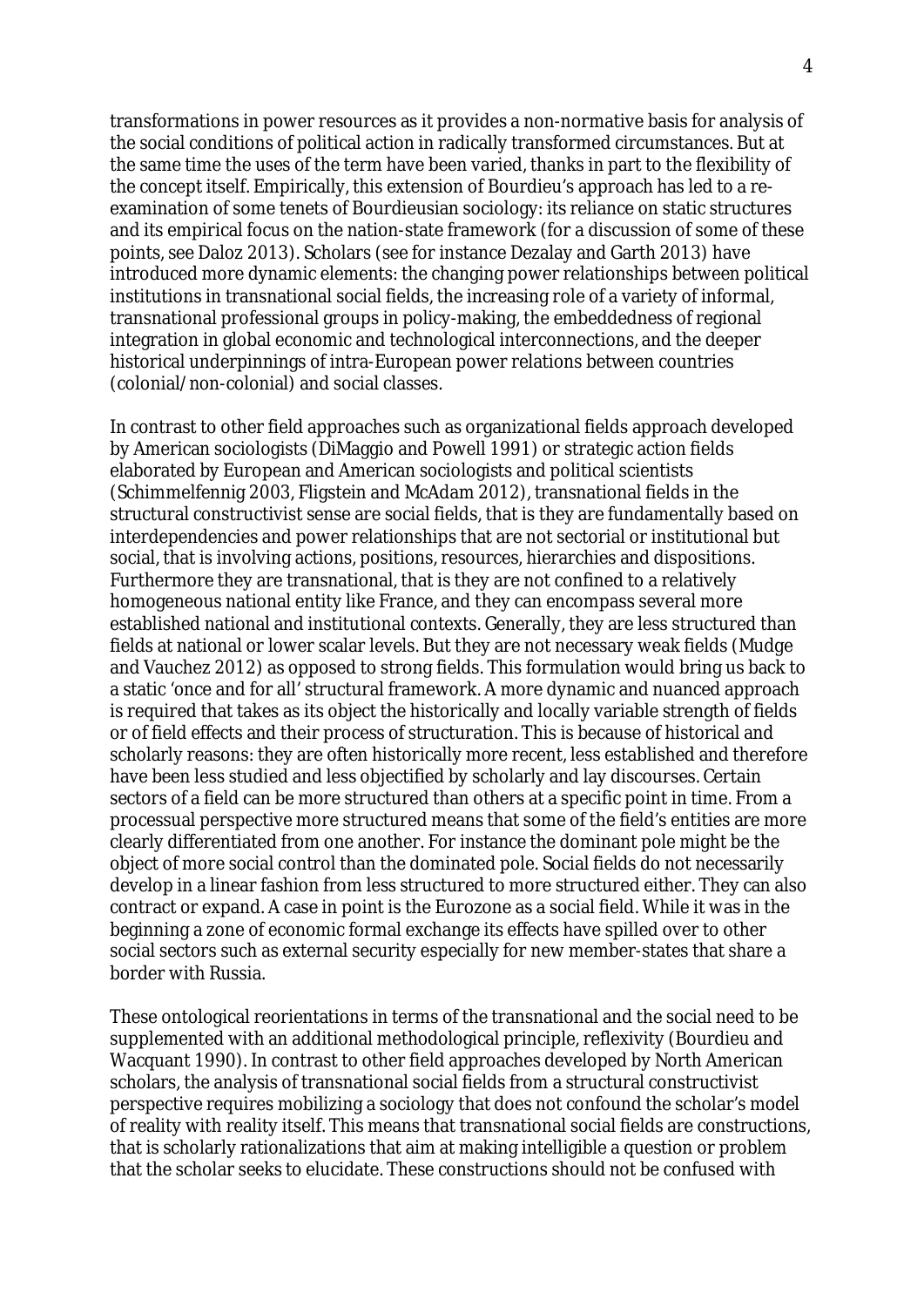transformations in power resources as it provides a non-normative basis for analysis of the social conditions of political action in radically transformed circumstances. But at the same time the uses of the term have been varied, thanks in part to the flexibility of the concept itself. Empirically, this extension of Bourdieu's approach has led to a re-examination of some tenets of Bourdieusian sociology: its reliance on static structures and its empirical focus on the nation-state framework (for a discussion of some of these points, see Daloz 2013). Scholars (see for instance Dezalay and Garth 2013) have introduced more dynamic elements: the changing power relationships between political institutions in transnational social fields, the increasing role of a variety of informal, transnational professional groups in policy-making, the embeddedness of regional integration in global economic and technological interconnections, and the deeper historical underpinnings of intra-European power relations between countries (colonial/non-colonial) and social classes.

In contrast to other field approaches such as organizational fields approach developed by American sociologists (DiMaggio and Powell 1991) or strategic action fields elaborated by European and American sociologists and political scientists (Schimmelfennig 2003, Fligstein and McAdam 2012), transnational fields in the structural constructivist sense are social fields, that is they are fundamentally based on interdependencies and power relationships that are not sectorial or institutional but social, that is involving actions, positions, resources, hierarchies and dispositions. Furthermore they are transnational, that is they are not confined to a relatively homogeneous national entity like France, and they can encompass several more established national and institutional contexts. Generally, they are less structured than fields at national or lower scalar levels. But they are not necessary weak fields (Mudge and Vauchez 2012) as opposed to strong fields. This formulation would bring us back to a static 'once and for all' structural framework. A more dynamic and nuanced approach is required that takes as its object the historically and locally variable strength of fields or of field effects and their process of structuration. This is because of historical and scholarly reasons: they are often historically more recent, less established and therefore have been less studied and less objectified by scholarly and lay discourses. Certain sectors of a field can be more structured than others at a specific point in time. From a processual perspective more structured means that some of the field's entities are more clearly differentiated from one another. For instance the dominant pole might be the object of more social control than the dominated pole. Social fields do not necessarily develop in a linear fashion from less structured to more structured either. They can also contract or expand. A case in point is the Eurozone as a social field. While it was in the beginning a zone of economic formal exchange its effects have spilled over to other social sectors such as external security especially for new member-states that share a border with Russia.

These ontological reorientations in terms of the transnational and the social need to be supplemented with an additional methodological principle, reflexivity (Bourdieu and Wacquant 1990). In contrast to other field approaches developed by North American scholars, the analysis of transnational social fields from a structural constructivist perspective requires mobilizing a sociology that does not confound the scholar's model of reality with reality itself. This means that transnational social fields are constructions, that is scholarly rationalizations that aim at making intelligible a question or problem that the scholar seeks to elucidate. These constructions should not be confused with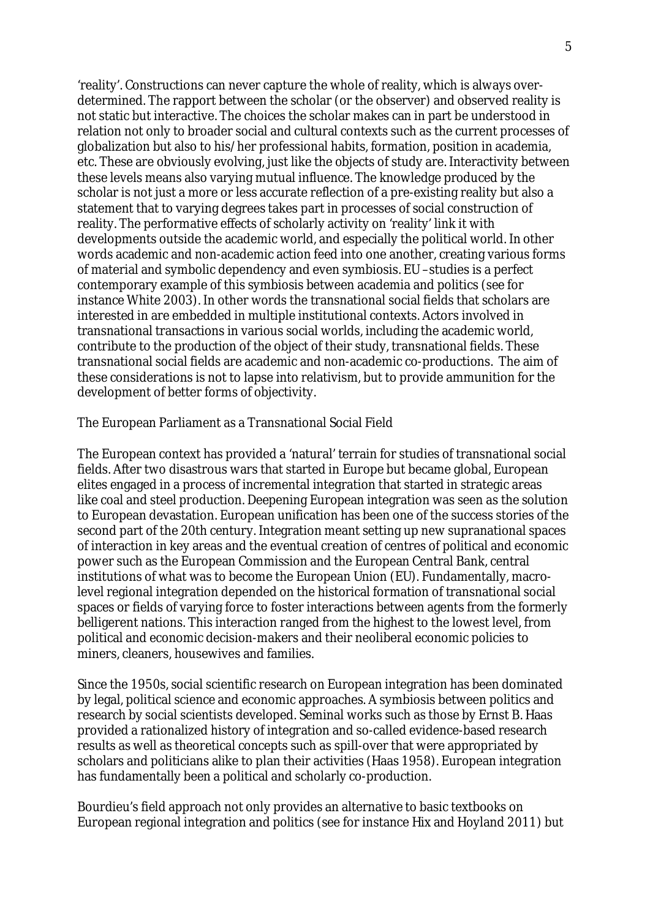'reality'. Constructions can never capture the whole of reality, which is always over-determined. The rapport between the scholar (or the observer) and observed reality is not static but interactive. The choices the scholar makes can in part be understood in relation not only to broader social and cultural contexts such as the current processes of globalization but also to his/her professional habits, formation, position in academia, etc. These are obviously evolving, just like the objects of study are. Interactivity between these levels means also varying mutual influence. The knowledge produced by the scholar is not just a more or less accurate reflection of a pre-existing reality but also a statement that to varying degrees takes part in processes of social construction of reality. The performative effects of scholarly activity on 'reality' link it with developments outside the academic world, and especially the political world. In other words academic and non-academic action feed into one another, creating various forms of material and symbolic dependency and even symbiosis. EU –studies is a perfect contemporary example of this symbiosis between academia and politics (see for instance White 2003). In other words the transnational social fields that scholars are interested in are embedded in multiple institutional contexts. Actors involved in transnational transactions in various social worlds, including the academic world, contribute to the production of the object of their study, transnational fields. These transnational social fields are academic and non-academic co-productions. The aim of these considerations is not to lapse into relativism, but to provide ammunition for the development of better forms of objectivity.

## The European Parliament as a Transnational Social Field

The European context has provided a 'natural' terrain for studies of transnational social fields. After two disastrous wars that started in Europe but became global, European elites engaged in a process of incremental integration that started in strategic areas like coal and steel production. Deepening European integration was seen as the solution to European devastation. European unification has been one of the success stories of the second part of the 20th century. Integration meant setting up new supranational spaces of interaction in key areas and the eventual creation of centres of political and economic power such as the European Commission and the European Central Bank, central institutions of what was to become the European Union (EU). Fundamentally, macro-level regional integration depended on the historical formation of transnational social spaces or fields of varying force to foster interactions between agents from the formerly belligerent nations. This interaction ranged from the highest to the lowest level, from political and economic decision-makers and their neoliberal economic policies to miners, cleaners, housewives and families.

Since the 1950s, social scientific research on European integration has been dominated by legal, political science and economic approaches. A symbiosis between politics and research by social scientists developed. Seminal works such as those by Ernst B. Haas provided a rationalized history of integration and so-called evidence-based research results as well as theoretical concepts such as spill-over that were appropriated by scholars and politicians alike to plan their activities (Haas 1958). European integration has fundamentally been a political and scholarly co-production.

Bourdieu's field approach not only provides an alternative to basic textbooks on European regional integration and politics (see for instance Hix and Hoyland 2011) but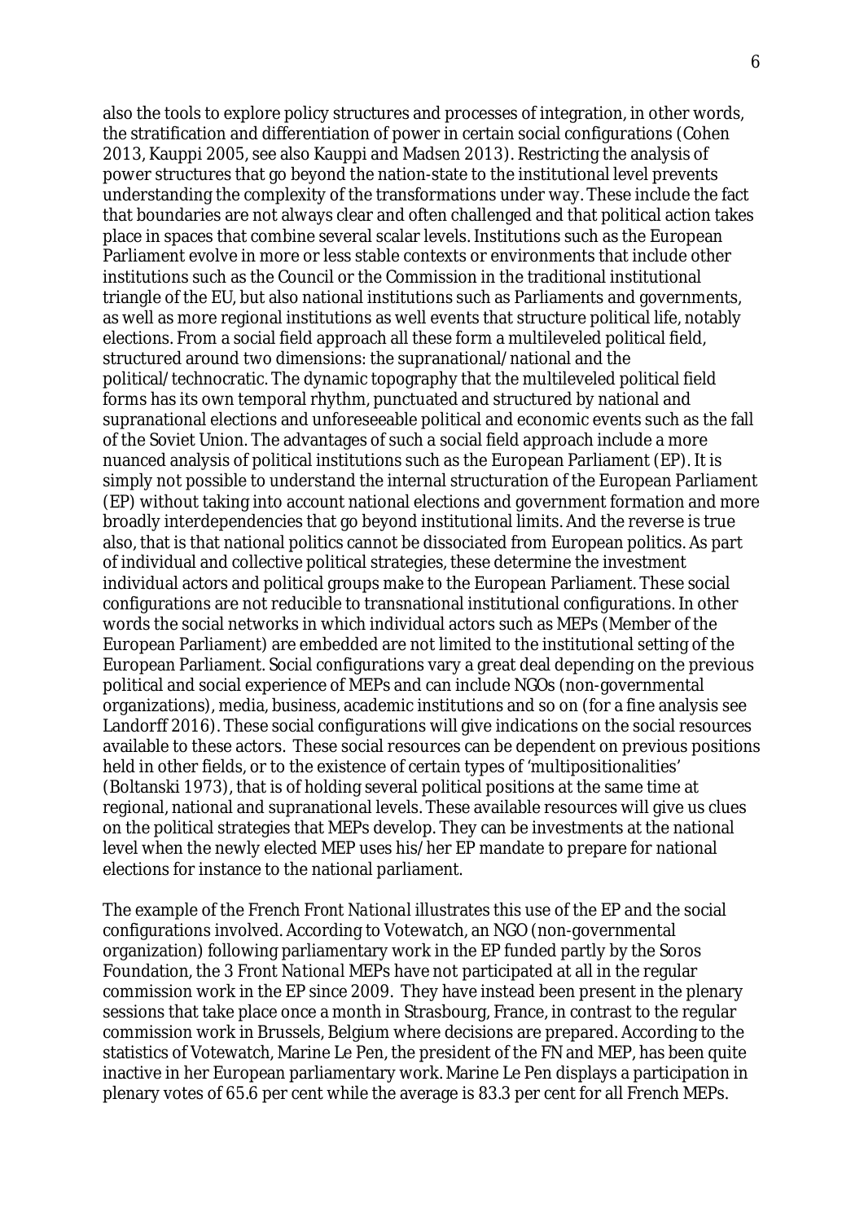also the tools to explore policy structures and processes of integration, in other words, the stratification and differentiation of power in certain social configurations (Cohen 2013, Kauppi 2005, see also Kauppi and Madsen 2013). Restricting the analysis of power structures that go beyond the nation-state to the institutional level prevents understanding the complexity of the transformations under way. These include the fact that boundaries are not always clear and often challenged and that political action takes place in spaces that combine several scalar levels. Institutions such as the European Parliament evolve in more or less stable contexts or environments that include other institutions such as the Council or the Commission in the traditional institutional triangle of the EU, but also national institutions such as Parliaments and governments, as well as more regional institutions as well events that structure political life, notably elections. From a social field approach all these form a multileveled political field, structured around two dimensions: the supranational/national and the political/technocratic. The dynamic topography that the multileveled political field forms has its own temporal rhythm, punctuated and structured by national and supranational elections and unforeseeable political and economic events such as the fall of the Soviet Union. The advantages of such a social field approach include a more nuanced analysis of political institutions such as the European Parliament (EP). It is simply not possible to understand the internal structuration of the European Parliament (EP) without taking into account national elections and government formation and more broadly interdependencies that go beyond institutional limits. And the reverse is true also, that is that national politics cannot be dissociated from European politics. As part of individual and collective political strategies, these determine the investment individual actors and political groups make to the European Parliament. These social configurations are not reducible to transnational institutional configurations. In other words the social networks in which individual actors such as MEPs (Member of the European Parliament) are embedded are not limited to the institutional setting of the European Parliament. Social configurations vary a great deal depending on the previous political and social experience of MEPs and can include NGOs (non-governmental organizations), media, business, academic institutions and so on (for a fine analysis see Landorff 2016). These social configurations will give indications on the social resources available to these actors. These social resources can be dependent on previous positions held in other fields, or to the existence of certain types of 'multipositionalities' (Boltanski 1973), that is of holding several political positions at the same time at regional, national and supranational levels. These available resources will give us clues on the political strategies that MEPs develop. They can be investments at the national level when the newly elected MEP uses his/her EP mandate to prepare for national elections for instance to the national parliament.

The example of the French *Front National* illustrates this use of the EP and the social configurations involved. According to Votewatch, an NGO (non-governmental organization) following parliamentary work in the EP funded partly by the Soros Foundation, the 3 *Front National* MEPs have not participated at all in the regular commission work in the EP since 2009. They have instead been present in the plenary sessions that take place once a month in Strasbourg, France, in contrast to the regular commission work in Brussels, Belgium where decisions are prepared. According to the statistics of Votewatch, Marine Le Pen, the president of the FN and MEP, has been quite inactive in her European parliamentary work. Marine Le Pen displays a participation in plenary votes of 65.6 per cent while the average is 83.3 per cent for all French MEPs.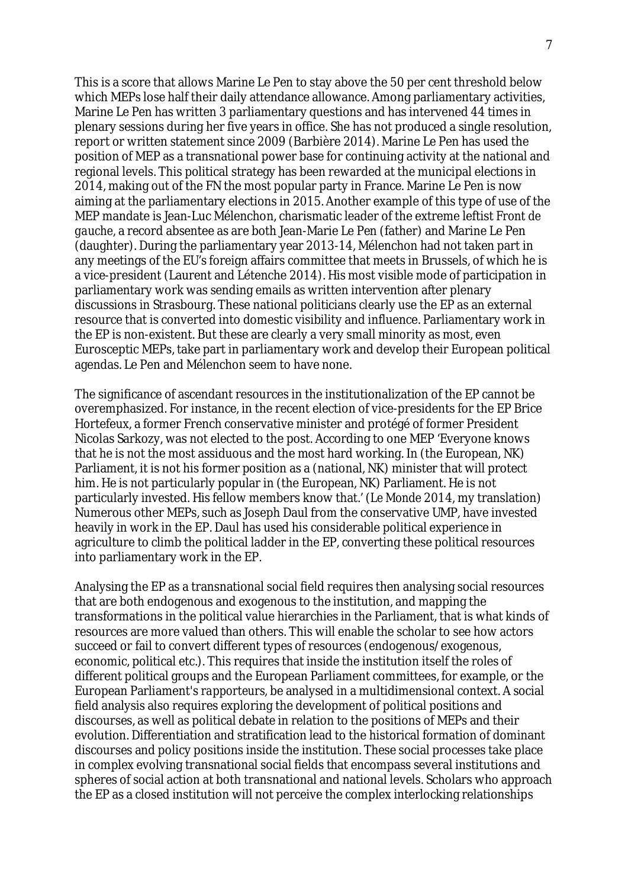This is a score that allows Marine Le Pen to stay above the 50 per cent threshold below which MEPs lose half their daily attendance allowance. Among parliamentary activities, Marine Le Pen has written 3 parliamentary questions and has intervened 44 times in plenary sessions during her five years in office. She has not produced a single resolution, report or written statement since 2009 (Barbière 2014). Marine Le Pen has used the position of MEP as a transnational power base for continuing activity at the national and regional levels. This political strategy has been rewarded at the municipal elections in 2014, making out of the FN the most popular party in France. Marine Le Pen is now aiming at the parliamentary elections in 2015. Another example of this type of use of the MEP mandate is Jean-Luc Mélenchon, charismatic leader of the extreme leftist *Front de gauche*, a record absentee as are both Jean-Marie Le Pen (father) and Marine Le Pen (daughter). During the parliamentary year 2013-14, Mélenchon had not taken part in any meetings of the EU's foreign affairs committee that meets in Brussels, of which he is a vice-president (Laurent and Létenche 2014). His most visible mode of participation in parliamentary work was sending emails as written intervention after plenary discussions in Strasbourg. These national politicians clearly use the EP as an external resource that is converted into domestic visibility and influence. Parliamentary work in the EP is non-existent. But these are clearly a very small minority as most, even Eurosceptic MEPs, take part in parliamentary work and develop their European political agendas. Le Pen and Mélenchon seem to have none.

The significance of ascendant resources in the institutionalization of the EP cannot be overemphasized. For instance, in the recent election of vice-presidents for the EP Brice Hortefeux, a former French conservative minister and protégé of former President Nicolas Sarkozy, was not elected to the post. According to one MEP 'Everyone knows that he is not the most assiduous and the most hard working. In (the European, NK) Parliament, it is not his former position as a (national, NK) minister that will protect him. He is not particularly popular in (the European, NK) Parliament. He is not particularly invested. His fellow members know that.' (*Le Monde* 2014, my translation) Numerous other MEPs, such as Joseph Daul from the conservative UMP, have invested heavily in work in the EP. Daul has used his considerable political experience in agriculture to climb the political ladder in the EP, converting these political resources into parliamentary work in the EP.

Analysing the EP as a transnational social field requires then analysing social resources that are both endogenous and exogenous to the institution, and mapping the transformations in the political value hierarchies in the Parliament, that is what kinds of resources are more valued than others. This will enable the scholar to see how actors succeed or fail to convert different types of resources (endogenous/exogenous, economic, political etc.). This requires that inside the institution itself the roles of different political groups and the European Parliament committees, for example, or the European Parliament's *rapporteurs*, be analysed in a multidimensional context. A social field analysis also requires exploring the development of political positions and discourses, as well as political debate in relation to the positions of MEPs and their evolution. Differentiation and stratification lead to the historical formation of dominant discourses and policy positions inside the institution. These social processes take place in complex evolving transnational social fields that encompass several institutions and spheres of social action at both transnational and national levels. Scholars who approach the EP as a closed institution will not perceive the complex interlocking relationships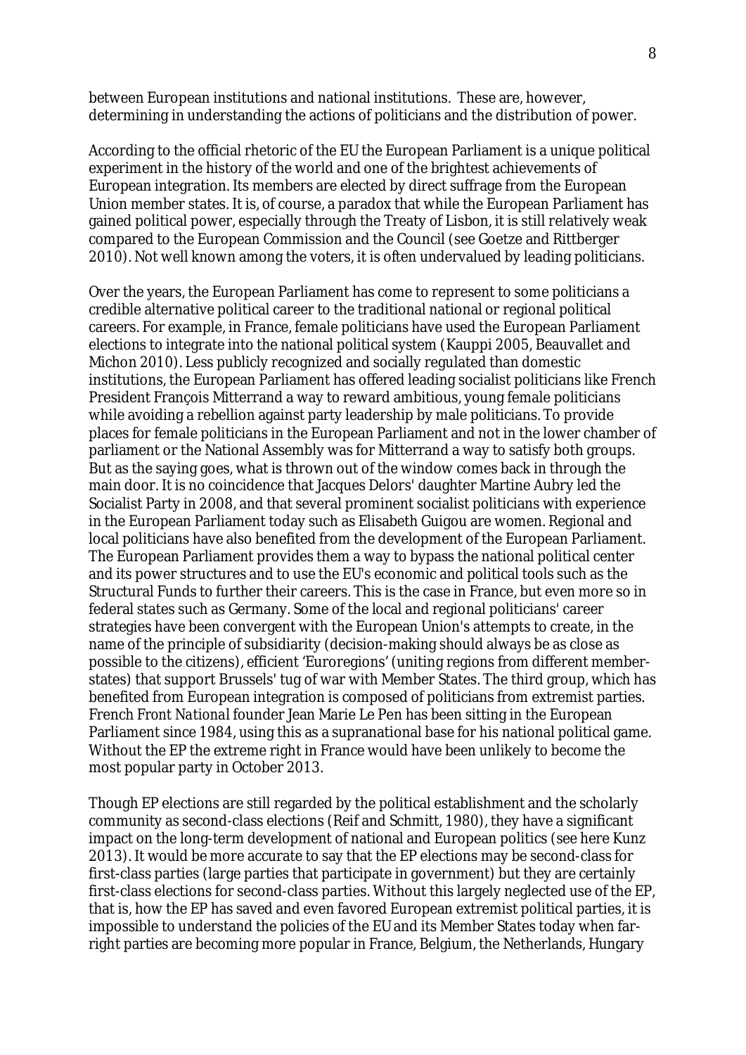between European institutions and national institutions. These are, however, determining in understanding the actions of politicians and the distribution of power.

According to the official rhetoric of the EU the European Parliament is a unique political experiment in the history of the world and one of the brightest achievements of European integration. Its members are elected by direct suffrage from the European Union member states. It is, of course, a paradox that while the European Parliament has gained political power, especially through the Treaty of Lisbon, it is still relatively weak compared to the European Commission and the Council (see Goetze and Rittberger 2010). Not well known among the voters, it is often undervalued by leading politicians.

Over the years, the European Parliament has come to represent to some politicians a credible alternative political career to the traditional national or regional political careers. For example, in France, female politicians have used the European Parliament elections to integrate into the national political system (Kauppi 2005, Beauvallet and Michon 2010). Less publicly recognized and socially regulated than domestic institutions, the European Parliament has offered leading socialist politicians like French President François Mitterrand a way to reward ambitious, young female politicians while avoiding a rebellion against party leadership by male politicians. To provide places for female politicians in the European Parliament and not in the lower chamber of parliament or the National Assembly was for Mitterrand a way to satisfy both groups. But as the saying goes, what is thrown out of the window comes back in through the main door. It is no coincidence that Jacques Delors' daughter Martine Aubry led the Socialist Party in 2008, and that several prominent socialist politicians with experience in the European Parliament today such as Elisabeth Guigou are women. Regional and local politicians have also benefited from the development of the European Parliament. The European Parliament provides them a way to bypass the national political center and its power structures and to use the EU's economic and political tools such as the Structural Funds to further their careers. This is the case in France, but even more so in federal states such as Germany. Some of the local and regional politicians' career strategies have been convergent with the European Union's attempts to create, in the name of the principle of subsidiarity (decision-making should always be as close as possible to the citizens), efficient 'Euroregions' (uniting regions from different member-states) that support Brussels' tug of war with Member States. The third group, which has benefited from European integration is composed of politicians from extremist parties. French Front *National* founder Jean Marie Le Pen has been sitting in the European Parliament since 1984, using this as a supranational base for his national political game. Without the EP the extreme right in France would have been unlikely to become the most popular party in October 2013.

Though EP elections are still regarded by the political establishment and the scholarly community as second-class elections (Reif and Schmitt, 1980), they have a significant impact on the long-term development of national and European politics (see here Kunz 2013). It would be more accurate to say that the EP elections may be second-class for first-class parties (large parties that participate in government) but they are certainly first-class elections for second-class parties. Without this largely neglected use of the EP, that is, how the EP has saved and even favored European extremist political parties, it is impossible to understand the policies of the EU and its Member States today when far-right parties are becoming more popular in France, Belgium, the Netherlands, Hungary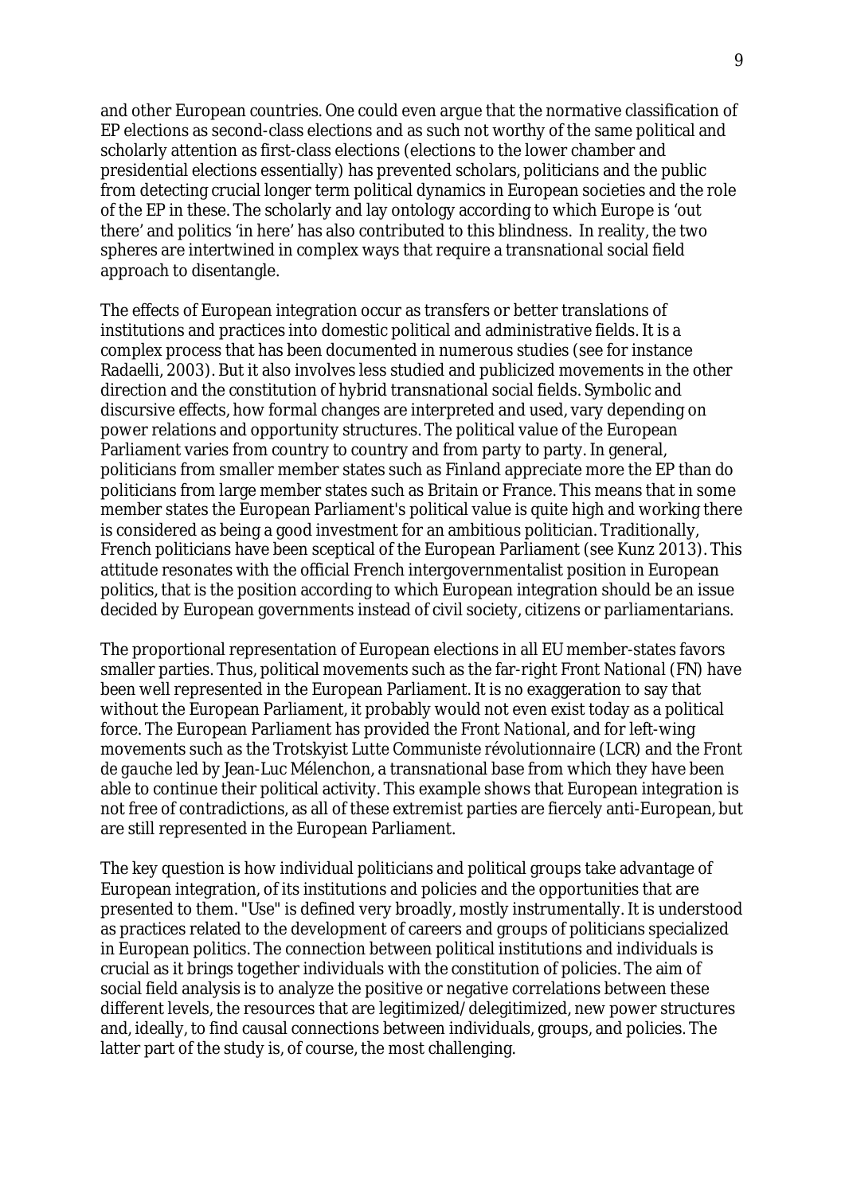and other European countries. One could even argue that the normative classification of EP elections as second-class elections and as such not worthy of the same political and scholarly attention as first-class elections (elections to the lower chamber and presidential elections essentially) has prevented scholars, politicians and the public from detecting crucial longer term political dynamics in European societies and the role of the EP in these. The scholarly and lay ontology according to which Europe is 'out there' and politics 'in here' has also contributed to this blindness. In reality, the two spheres are intertwined in complex ways that require a transnational social field approach to disentangle.

The effects of European integration occur as transfers or better translations of institutions and practices into domestic political and administrative fields. It is a complex process that has been documented in numerous studies (see for instance Radaelli, 2003). But it also involves less studied and publicized movements in the other direction and the constitution of hybrid transnational social fields. Symbolic and discursive effects, how formal changes are interpreted and used, vary depending on power relations and opportunity structures. The political value of the European Parliament varies from country to country and from party to party. In general, politicians from smaller member states such as Finland appreciate more the EP than do politicians from large member states such as Britain or France. This means that in some member states the European Parliament's political value is quite high and working there is considered as being a good investment for an ambitious politician. Traditionally, French politicians have been sceptical of the European Parliament (see Kunz 2013). This attitude resonates with the official French intergovernmentalist position in European politics, that is the position according to which European integration should be an issue decided by European governments instead of civil society, citizens or parliamentarians.

The proportional representation of European elections in all EU member-states favors smaller parties. Thus, political movements such as the far-right *Front National* (FN) have been well represented in the European Parliament. It is no exaggeration to say that without the European Parliament, it probably would not even exist today as a political force. The European Parliament has provided the *Front National*, and for left-wing movements such as the Trotskyist *Lutte Communiste révolutionnaire* (LCR) and the *Front de gauche* led by Jean-Luc Mélenchon, a transnational base from which they have been able to continue their political activity. This example shows that European integration is not free of contradictions, as all of these extremist parties are fiercely anti-European, but are still represented in the European Parliament.

The key question is how individual politicians and political groups take advantage of European integration, of its institutions and policies and the opportunities that are presented to them. "Use" is defined very broadly, mostly instrumentally. It is understood as practices related to the development of careers and groups of politicians specialized in European politics. The connection between political institutions and individuals is crucial as it brings together individuals with the constitution of policies. The aim of social field analysis is to analyze the positive or negative correlations between these different levels, the resources that are legitimized/delegitimized, new power structures and, ideally, to find causal connections between individuals, groups, and policies. The latter part of the study is, of course, the most challenging.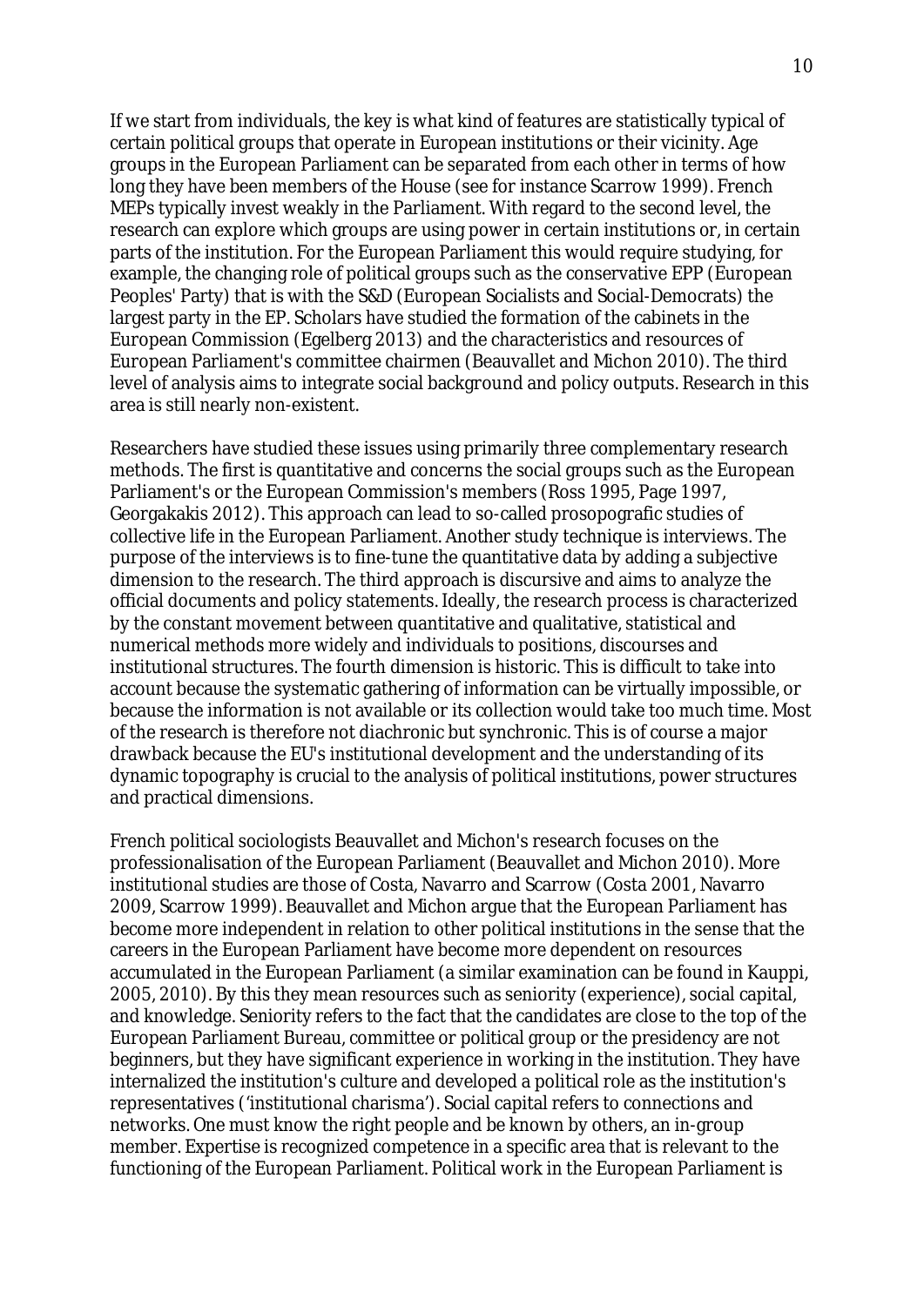If we start from individuals, the key is what kind of features are statistically typical of certain political groups that operate in European institutions or their vicinity. Age groups in the European Parliament can be separated from each other in terms of how long they have been members of the House (see for instance Scarrow 1999). French MEPs typically invest weakly in the Parliament. With regard to the second level, the research can explore which groups are using power in certain institutions or, in certain parts of the institution. For the European Parliament this would require studying, for example, the changing role of political groups such as the conservative EPP (European Peoples' Party) that is with the S&D (European Socialists and Social-Democrats) the largest party in the EP. Scholars have studied the formation of the cabinets in the European Commission (Egelberg 2013) and the characteristics and resources of European Parliament's committee chairmen (Beauvallet and Michon 2010). The third level of analysis aims to integrate social background and policy outputs. Research in this area is still nearly non-existent.

Researchers have studied these issues using primarily three complementary research methods. The first is quantitative and concerns the social groups such as the European Parliament's or the European Commission's members (Ross 1995, Page 1997, Georgakakis 2012). This approach can lead to so-called prosopografic studies of collective life in the European Parliament. Another study technique is interviews. The purpose of the interviews is to fine-tune the quantitative data by adding a subjective dimension to the research. The third approach is discursive and aims to analyze the official documents and policy statements. Ideally, the research process is characterized by the constant movement between quantitative and qualitative, statistical and numerical methods more widely and individuals to positions, discourses and institutional structures. The fourth dimension is historic. This is difficult to take into account because the systematic gathering of information can be virtually impossible, or because the information is not available or its collection would take too much time. Most of the research is therefore not diachronic but synchronic. This is of course a major drawback because the EU's institutional development and the understanding of its dynamic topography is crucial to the analysis of political institutions, power structures and practical dimensions.

French political sociologists Beauvallet and Michon's research focuses on the professionalisation of the European Parliament (Beauvallet and Michon 2010). More institutional studies are those of Costa, Navarro and Scarrow (Costa 2001, Navarro 2009, Scarrow 1999). Beauvallet and Michon argue that the European Parliament has become more independent in relation to other political institutions in the sense that the careers in the European Parliament have become more dependent on resources accumulated in the European Parliament (a similar examination can be found in Kauppi, 2005, 2010). By this they mean resources such as seniority (experience), social capital, and knowledge. Seniority refers to the fact that the candidates are close to the top of the European Parliament Bureau, committee or political group or the presidency are not beginners, but they have significant experience in working in the institution. They have internalized the institution's culture and developed a political role as the institution's representatives ('institutional charisma'). Social capital refers to connections and networks. One must know the right people and be known by others, an in-group member. Expertise is recognized competence in a specific area that is relevant to the functioning of the European Parliament. Political work in the European Parliament is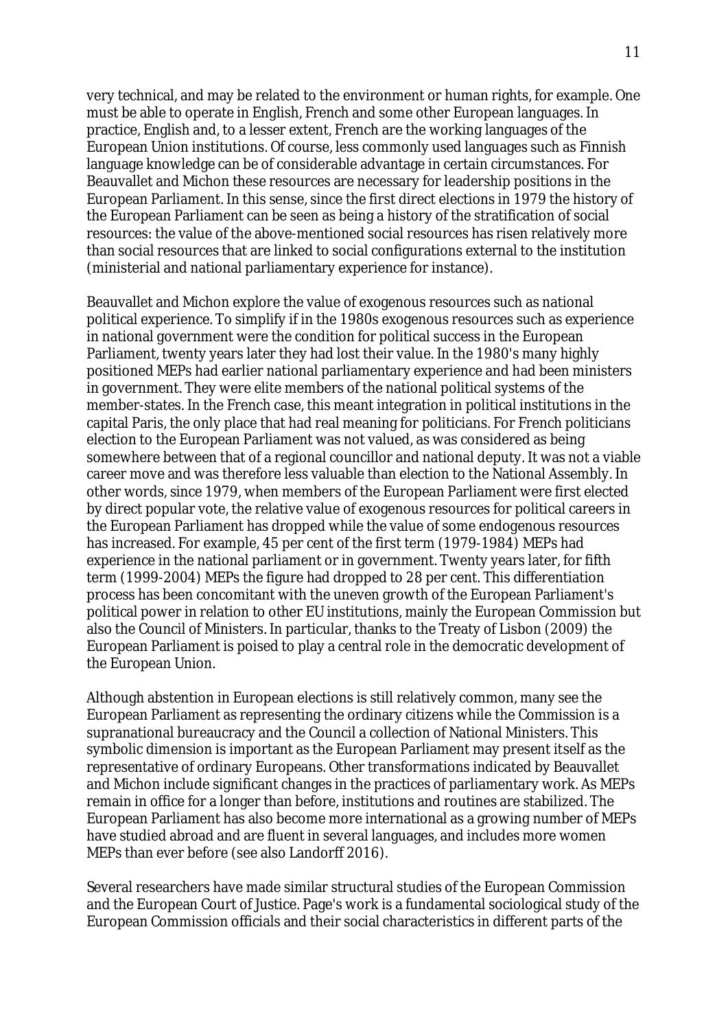very technical, and may be related to the environment or human rights, for example. One must be able to operate in English, French and some other European languages. In practice, English and, to a lesser extent, French are the working languages of the European Union institutions. Of course, less commonly used languages such as Finnish language knowledge can be of considerable advantage in certain circumstances. For Beauvallet and Michon these resources are necessary for leadership positions in the European Parliament. In this sense, since the first direct elections in 1979 the history of the European Parliament can be seen as being a history of the stratification of social resources: the value of the above-mentioned social resources has risen relatively more than social resources that are linked to social configurations external to the institution (ministerial and national parliamentary experience for instance).

Beauvallet and Michon explore the value of exogenous resources such as national political experience. To simplify if in the 1980s exogenous resources such as experience in national government were the condition for political success in the European Parliament, twenty years later they had lost their value. In the 1980's many highly positioned MEPs had earlier national parliamentary experience and had been ministers in government. They were elite members of the national political systems of the member-states. In the French case, this meant integration in political institutions in the capital Paris, the only place that had real meaning for politicians. For French politicians election to the European Parliament was not valued, as was considered as being somewhere between that of a regional councillor and national deputy. It was not a viable career move and was therefore less valuable than election to the National Assembly. In other words, since 1979, when members of the European Parliament were first elected by direct popular vote, the relative value of exogenous resources for political careers in the European Parliament has dropped while the value of some endogenous resources has increased. For example, 45 per cent of the first term (1979-1984) MEPs had experience in the national parliament or in government. Twenty years later, for fifth term (1999-2004) MEPs the figure had dropped to 28 per cent. This differentiation process has been concomitant with the uneven growth of the European Parliament's political power in relation to other EU institutions, mainly the European Commission but also the Council of Ministers. In particular, thanks to the Treaty of Lisbon (2009) the European Parliament is poised to play a central role in the democratic development of the European Union.

Although abstention in European elections is still relatively common, many see the European Parliament as representing the ordinary citizens while the Commission is a supranational bureaucracy and the Council a collection of National Ministers. This symbolic dimension is important as the European Parliament may present itself as the representative of ordinary Europeans. Other transformations indicated by Beauvallet and Michon include significant changes in the practices of parliamentary work. As MEPs remain in office for a longer than before, institutions and routines are stabilized. The European Parliament has also become more international as a growing number of MEPs have studied abroad and are fluent in several languages, and includes more women MEPs than ever before (see also Landorff 2016).

Several researchers have made similar structural studies of the European Commission and the European Court of Justice. Page's work is a fundamental sociological study of the European Commission officials and their social characteristics in different parts of the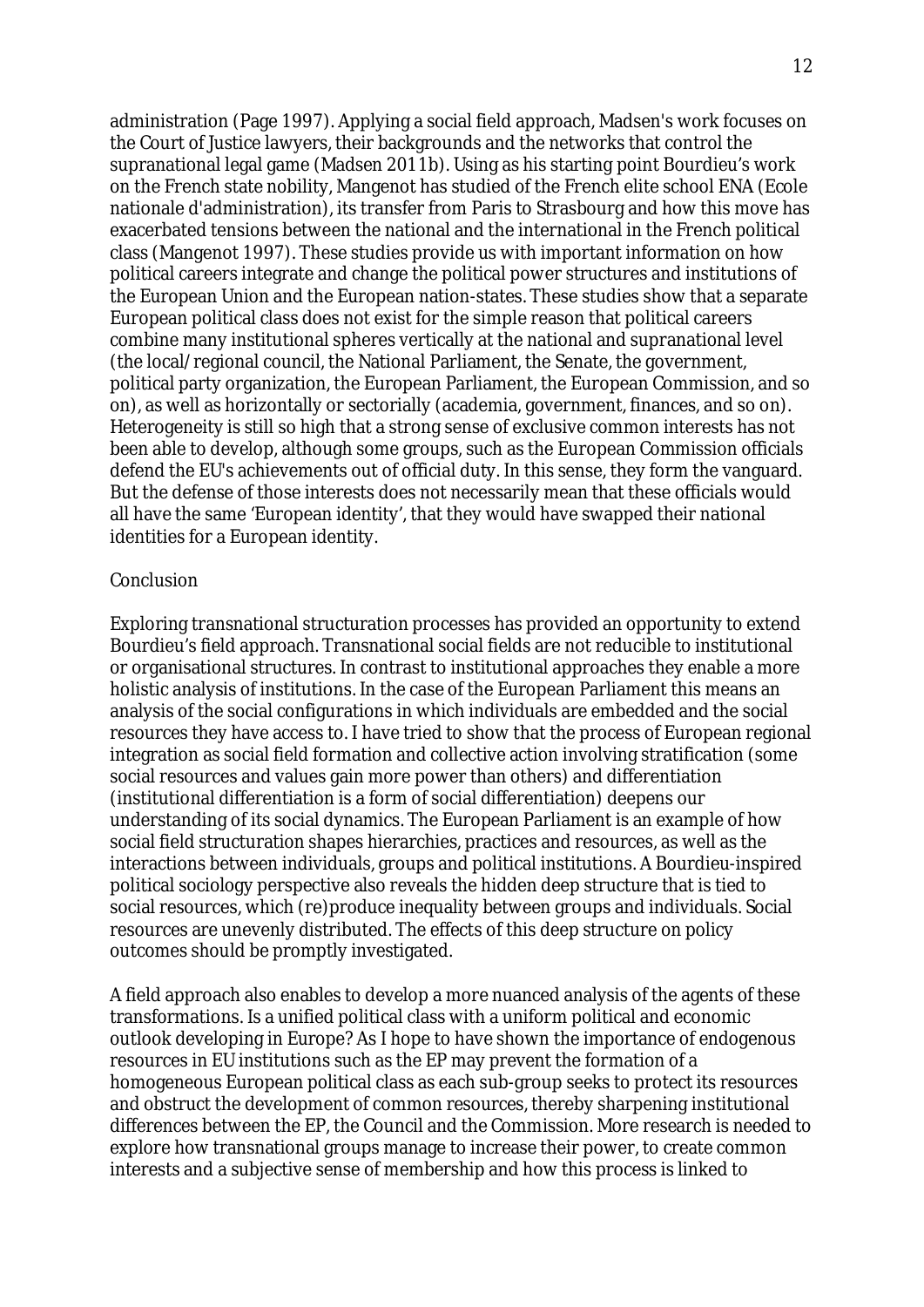administration (Page 1997). Applying a social field approach, Madsen's work focuses on the Court of Justice lawyers, their backgrounds and the networks that control the supranational legal game (Madsen 2011b). Using as his starting point Bourdieu's work on the French state nobility, Mangenot has studied of the French elite school ENA (Ecole nationale d'administration), its transfer from Paris to Strasbourg and how this move has exacerbated tensions between the national and the international in the French political class (Mangenot 1997). These studies provide us with important information on how political careers integrate and change the political power structures and institutions of the European Union and the European nation-states. These studies show that a separate European political class does not exist for the simple reason that political careers combine many institutional spheres vertically at the national and supranational level (the local/regional council, the National Parliament, the Senate, the government, political party organization, the European Parliament, the European Commission, and so on), as well as horizontally or sectorially (academia, government, finances, and so on). Heterogeneity is still so high that a strong sense of exclusive common interests has not been able to develop, although some groups, such as the European Commission officials defend the EU's achievements out of official duty. In this sense, they form the vanguard. But the defense of those interests does not necessarily mean that these officials would all have the same 'European identity', that they would have swapped their national identities for a European identity.

## Conclusion

Exploring transnational structuration processes has provided an opportunity to extend Bourdieu's field approach. Transnational social fields are not reducible to institutional or organisational structures. In contrast to institutional approaches they enable a more holistic analysis of institutions. In the case of the European Parliament this means an analysis of the social configurations in which individuals are embedded and the social resources they have access to. I have tried to show that the process of European regional integration as social field formation and collective action involving stratification (some social resources and values gain more power than others) and differentiation (institutional differentiation is a form of social differentiation) deepens our understanding of its social dynamics. The European Parliament is an example of how social field structuration shapes hierarchies, practices and resources, as well as the interactions between individuals, groups and political institutions. A Bourdieu-inspired political sociology perspective also reveals the hidden deep structure that is tied to social resources, which (re)produce inequality between groups and individuals. Social resources are unevenly distributed. The effects of this deep structure on policy outcomes should be promptly investigated.

A field approach also enables to develop a more nuanced analysis of the agents of these transformations. Is a unified political class with a uniform political and economic outlook developing in Europe? As I hope to have shown the importance of endogenous resources in EU institutions such as the EP may prevent the formation of a homogeneous European political class as each sub-group seeks to protect its resources and obstruct the development of common resources, thereby sharpening institutional differences between the EP, the Council and the Commission. More research is needed to explore how transnational groups manage to increase their power, to create common interests and a subjective sense of membership and how this process is linked to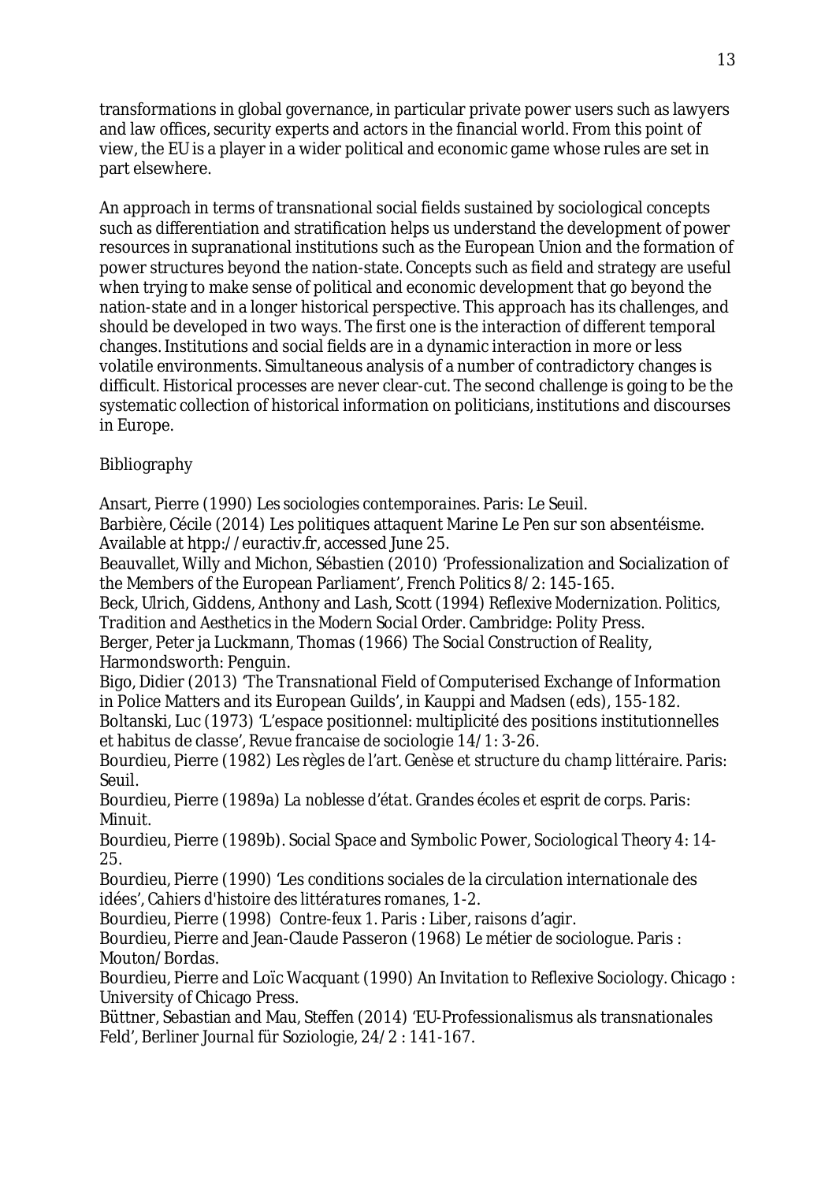transformations in global governance, in particular private power users such as lawyers and law offices, security experts and actors in the financial world. From this point of view, the EU is a player in a wider political and economic game whose rules are set in part elsewhere.

An approach in terms of transnational social fields sustained by sociological concepts such as differentiation and stratification helps us understand the development of power resources in supranational institutions such as the European Union and the formation of power structures beyond the nation-state. Concepts such as field and strategy are useful when trying to make sense of political and economic development that go beyond the nation-state and in a longer historical perspective. This approach has its challenges, and should be developed in two ways. The first one is the interaction of different temporal changes. Institutions and social fields are in a dynamic interaction in more or less volatile environments. Simultaneous analysis of a number of contradictory changes is difficult. Historical processes are never clear-cut. The second challenge is going to be the systematic collection of historical information on politicians, institutions and discourses in Europe.

Bibliography

Ansart, Pierre (1990) *Les sociologies contemporaines*. Paris: Le Seuil.
Barbière, Cécile (2014) Les politiques attaquent Marine Le Pen sur son absentéisme. Available at htpp://euractiv.fr, accessed June 25.
Beauvallet, Willy and Michon, Sébastien (2010) 'Professionalization and Socialization of the Members of the European Parliament', *French Politics* 8/2: 145-165.
Beck, Ulrich, Giddens, Anthony and Lash, Scott (1994) *Reflexive Modernization. Politics, Tradition and Aesthetics in the Modern Social Order*. Cambridge: Polity Press.
Berger, Peter ja Luckmann, Thomas (1966) *The Social Construction of Reality*, Harmondsworth: Penguin.
Bigo, Didier (2013) 'The Transnational Field of Computerised Exchange of Information in Police Matters and its European Guilds', in Kauppi and Madsen (eds), 155-182.
Boltanski, Luc (1973) 'L'espace positionnel: multiplicité des positions institutionnelles et habitus de classe', *Revue francaise de sociologie* 14/1: 3-26.
Bourdieu, Pierre (1982) *Les règles de l'art. Genèse et structure du champ littéraire*. Paris: Seuil.
Bourdieu, Pierre (1989a) *La noblesse d'état. Grandes écoles et esprit de corps*. Paris: Minuit.
Bourdieu, Pierre (1989b). Social Space and Symbolic Power, *Sociological Theory* 4: 14-25.
Bourdieu, Pierre (1990) 'Les conditions sociales de la circulation internationale des idées', *Cahiers d'histoire des littératures romanes*, 1-2.
Bourdieu, Pierre (1998) *Contre-feux 1*. Paris : Liber, raisons d'agir.
Bourdieu, Pierre and Jean-Claude Passeron (1968) *Le métier de sociologue*. Paris : Mouton/Bordas.
Bourdieu, Pierre and Loïc Wacquant (1990) *An Invitation to Reflexive Sociology*. Chicago : University of Chicago Press.
Büttner, Sebastian and Mau, Steffen (2014) 'EU-Professionalismus als transnationales Feld', *Berliner Journal für Soziologie*, 24/2 : 141-167.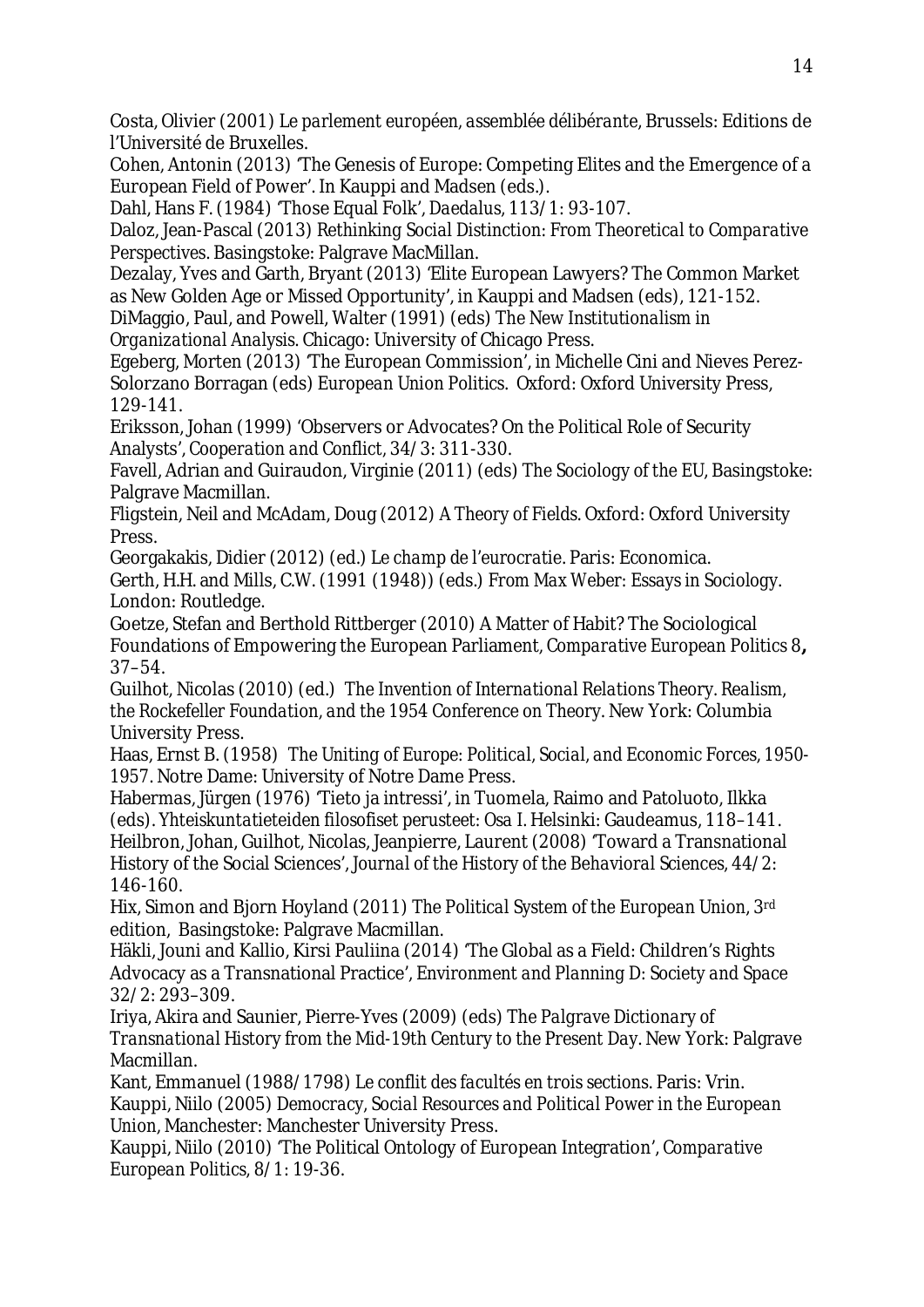Costa, Olivier (2001) *Le parlement européen, assemblée délibérante*, Brussels: Editions de l'Université de Bruxelles.

Cohen, Antonin (2013) 'The Genesis of Europe: Competing Elites and the Emergence of a European Field of Power'. In Kauppi and Madsen (eds.).

Dahl, Hans F. (1984) 'Those Equal Folk', *Daedalus*, 113/1: 93-107.

Daloz, Jean-Pascal (2013) *Rethinking Social Distinction: From Theoretical to Comparative Perspectives*. Basingstoke: Palgrave MacMillan.

Dezalay, Yves and Garth, Bryant (2013) 'Elite European Lawyers? The Common Market as New Golden Age or Missed Opportunity', in Kauppi and Madsen (eds), 121-152.

DiMaggio, Paul, and Powell, Walter (1991) (eds) *The New Institutionalism in Organizational Analysis*. Chicago: University of Chicago Press.

Egeberg, Morten (2013) 'The European Commission', in Michelle Cini and Nieves Perez-Solorzano Borragan (eds) *European Union Politics*. Oxford: Oxford University Press, 129-141.

Eriksson, Johan (1999) 'Observers or Advocates? On the Political Role of Security Analysts', *Cooperation and Conflict*, 34/3: 311-330.

Favell, Adrian and Guiraudon, Virginie (2011) (eds) *The Sociology of the EU*, Basingstoke: Palgrave Macmillan.

Fligstein, Neil and McAdam, Doug (2012) *A Theory of Fields*. Oxford: Oxford University Press.

Georgakakis, Didier (2012) (ed.) *Le champ de l'eurocratie*. Paris: Economica.

Gerth, H.H. and Mills, C.W. (1991 (1948)) (eds.) *From Max Weber: Essays in Sociology*. London: Routledge.

Goetze, Stefan and Berthold Rittberger (2010) A Matter of Habit? The Sociological Foundations of Empowering the European Parliament, *Comparative European Politics* 8**,** 37–54.

Guilhot, Nicolas (2010) (ed.) *The Invention of International Relations Theory. Realism, the Rockefeller Foundation, and the 1954 Conference on Theory*. New York: Columbia University Press.

Haas, Ernst B. (1958) *The Uniting of Europe: Political, Social, and Economic Forces, 1950-1957*. Notre Dame: University of Notre Dame Press.

Habermas, Jürgen (1976) 'Tieto ja intressi', in Tuomela, Raimo and Patoluoto, Ilkka (eds). *Yhteiskuntatieteiden filosofiset perusteet: Osa I*. Helsinki: Gaudeamus, 118–141.

Heilbron, Johan, Guilhot, Nicolas, Jeanpierre, Laurent (2008) 'Toward a Transnational History of the Social Sciences', *Journal of the History of the Behavioral Sciences*, 44/2: 146-160.

Hix, Simon and Bjorn Hoyland (2011) *The Political System of the European Union*, 3rd edition, Basingstoke: Palgrave Macmillan.

Häkli, Jouni and Kallio, Kirsi Pauliina (2014) 'The Global as a Field: Children's Rights Advocacy as a Transnational Practice', *Environment and Planning D: Society and Space* 32/2: 293–309.

Iriya, Akira and Saunier, Pierre-Yves (2009) (eds) *The Palgrave Dictionary of Transnational History from the Mid-19th Century to the Present Day*. New York: Palgrave Macmillan.

Kant, Emmanuel (1988/1798) *Le conflit des facultés en trois sections*. Paris: Vrin.

Kauppi, Niilo (2005) *Democracy, Social Resources and Political Power in the European Union*, Manchester: Manchester University Press.

Kauppi, Niilo (2010) 'The Political Ontology of European Integration', *Comparative European Politics*, 8/1: 19-36.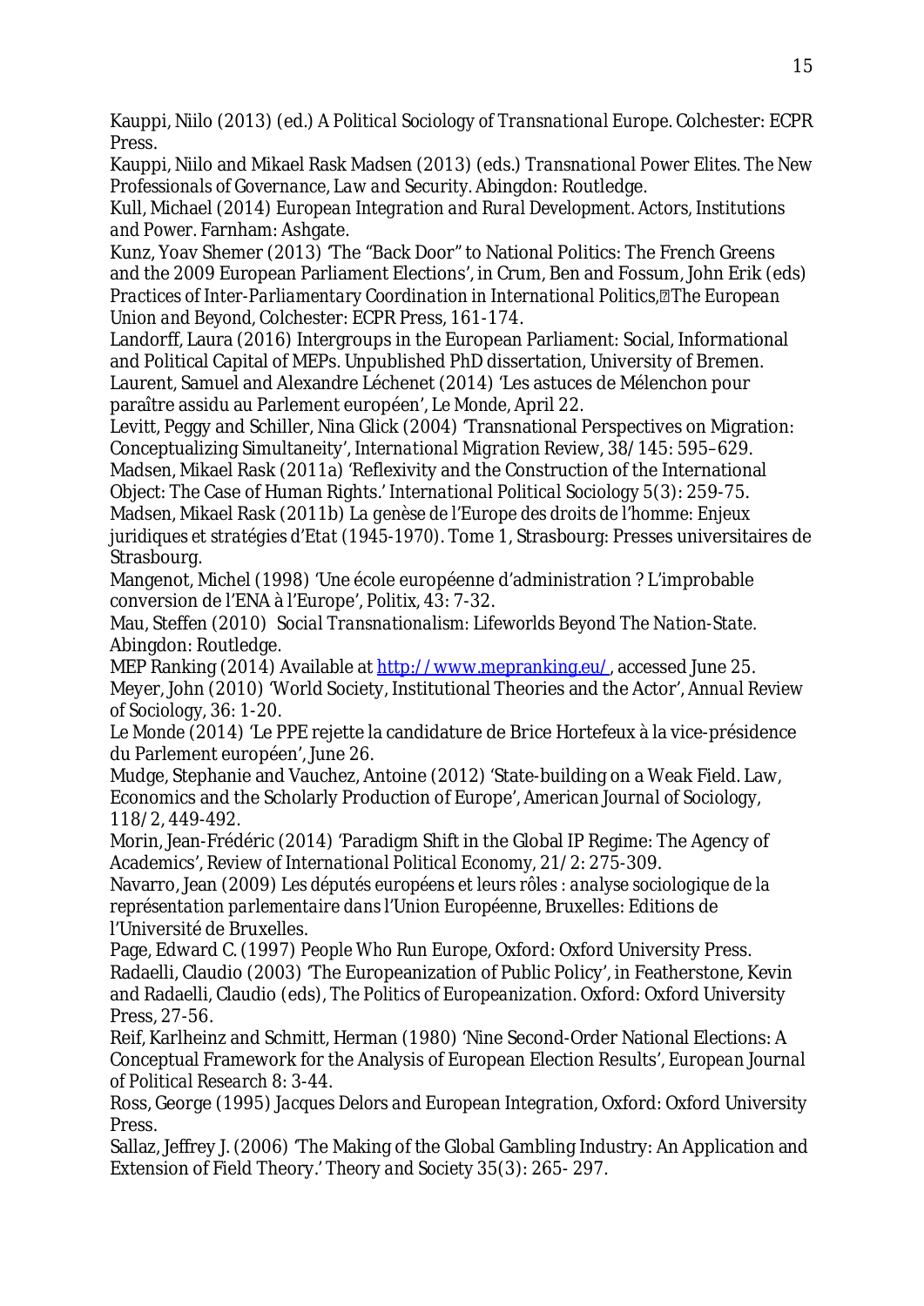Kauppi, Niilo (2013) (ed.) *A Political Sociology of Transnational Europe*. Colchester: ECPR Press.

Kauppi, Niilo and Mikael Rask Madsen (2013) (eds.) *Transnational Power Elites. The New Professionals of Governance, Law and Security*. Abingdon: Routledge.

Kull, Michael (2014) *European Integration and Rural Development. Actors, Institutions and Power*. Farnham: Ashgate.

Kunz, Yoav Shemer (2013) 'The "Back Door" to National Politics: The French Greens and the 2009 European Parliament Elections', in Crum, Ben and Fossum, John Erik (eds) *Practices of Inter-Parliamentary Coordination in International Politics, The European Union and Beyond*, Colchester: ECPR Press, 161-174.

Landorff, Laura (2016) Intergroups in the European Parliament: Social, Informational and Political Capital of MEPs. Unpublished PhD dissertation, University of Bremen.

Laurent, Samuel and Alexandre Léchenet (2014) 'Les astuces de Mélenchon pour paraître assidu au Parlement européen', *Le Monde*, April 22.

Levitt, Peggy and Schiller, Nina Glick (2004) 'Transnational Perspectives on Migration: Conceptualizing Simultaneity', *International Migration Review*, 38/145: 595–629.

Madsen, Mikael Rask (2011a) 'Reflexivity and the Construction of the International Object: The Case of Human Rights.' *International Political Sociology* 5(3): 259-75.

Madsen, Mikael Rask (2011b) *La genèse de l'Europe des droits de l'homme: Enjeux juridiques et stratégies d'Etat (1945-1970)*. Tome 1, Strasbourg: Presses universitaires de Strasbourg.

Mangenot, Michel (1998) 'Une école européenne d'administration ? L'improbable conversion de l'ENA à l'Europe', *Politix*, 43: 7-32.

Mau, Steffen (2010) *Social Transnationalism: Lifeworlds Beyond The Nation-State*. Abingdon: Routledge.

MEP Ranking (2014) Available at http://www.mepranking.eu/, accessed June 25.

Meyer, John (2010) 'World Society, Institutional Theories and the Actor', *Annual Review of Sociology*, 36: 1-20.

*Le Monde* (2014) 'Le PPE rejette la candidature de Brice Hortefeux à la vice-présidence du Parlement européen', June 26.

Mudge, Stephanie and Vauchez, Antoine (2012) 'State-building on a Weak Field. Law, Economics and the Scholarly Production of Europe', *American Journal of Sociology*, 118/2, 449-492.

Morin, Jean-Frédéric (2014) 'Paradigm Shift in the Global IP Regime: The Agency of Academics', *Review of International Political Economy*, 21/2: 275-309.

Navarro, Jean (2009) *Les députés européens et leurs rôles : analyse sociologique de la représentation parlementaire dans l'Union Européenne*, Bruxelles: Editions de l'Université de Bruxelles.

Page, Edward C. (1997) *People Who Run Europe*, Oxford: Oxford University Press.

Radaelli, Claudio (2003) 'The Europeanization of Public Policy', in Featherstone, Kevin and Radaelli, Claudio (eds), *The Politics of Europeanization*. Oxford: Oxford University Press, 27-56.

Reif, Karlheinz and Schmitt, Herman (1980) 'Nine Second-Order National Elections: A Conceptual Framework for the Analysis of European Election Results', *European Journal of Political Research* 8: 3-44.

Ross, George (1995) *Jacques Delors and European Integration*, Oxford: Oxford University Press.

Sallaz, Jeffrey J. (2006) 'The Making of the Global Gambling Industry: An Application and Extension of Field Theory.' *Theory and Society* 35(3): 265- 297.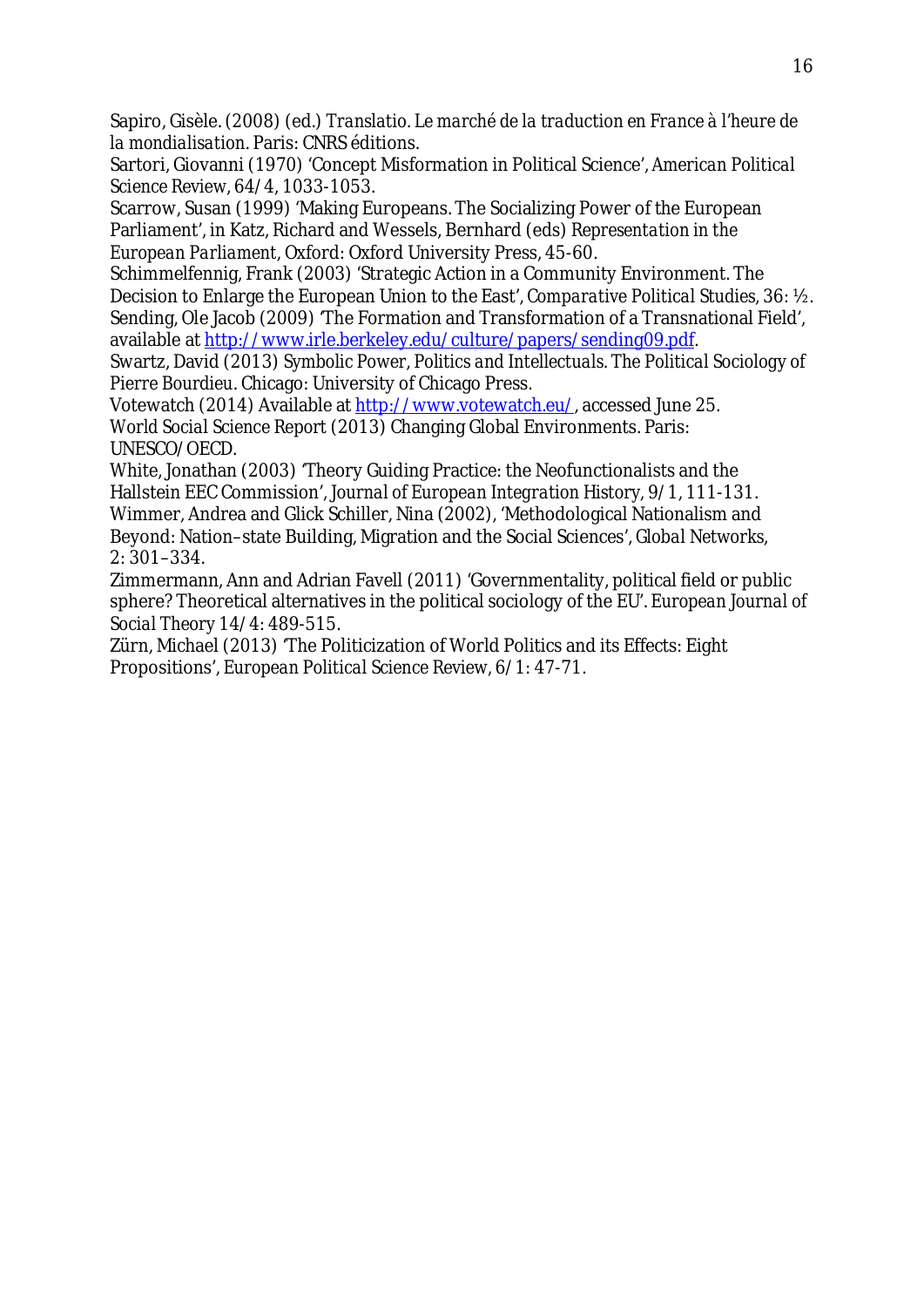Sapiro, Gisèle. (2008) (ed.) *Translatio. Le marché de la traduction en France à l'heure de la mondialisation*. Paris: CNRS éditions.

Sartori, Giovanni (1970) 'Concept Misformation in Political Science', *American Political Science Review*, 64/4, 1033-1053.

Scarrow, Susan (1999) 'Making Europeans. The Socializing Power of the European Parliament', in Katz, Richard and Wessels, Bernhard (eds) *Representation in the European Parliament*, Oxford: Oxford University Press, 45-60.

Schimmelfennig, Frank (2003) 'Strategic Action in a Community Environment. The Decision to Enlarge the European Union to the East', *Comparative Political Studies*, 36: ½.

Sending, Ole Jacob (2009) 'The Formation and Transformation of a Transnational Field', available at http://www.irle.berkeley.edu/culture/papers/sending09.pdf.

Swartz, David (2013) *Symbolic Power, Politics and Intellectuals. The Political Sociology of Pierre Bourdieu*. Chicago: University of Chicago Press.

Votewatch (2014) Available at http://www.votewatch.eu/, accessed June 25.

*World Social Science Report* (2013) Changing Global Environments. Paris: UNESCO/OECD.

White, Jonathan (2003) 'Theory Guiding Practice: the Neofunctionalists and the Hallstein EEC Commission', *Journal of European Integration History*, 9/1, 111-131.

Wimmer, Andrea and Glick Schiller, Nina (2002), 'Methodological Nationalism and Beyond: Nation–state Building, Migration and the Social Sciences', *Global Networks*, 2: 301–334.

Zimmermann, Ann and Adrian Favell (2011) 'Governmentality, political field or public sphere? Theoretical alternatives in the political sociology of the EU'. *European Journal of Social Theory* 14/4: 489-515.

Zürn, Michael (2013) 'The Politicization of World Politics and its Effects: Eight Propositions', *European Political Science Review*, 6/1: 47-71.